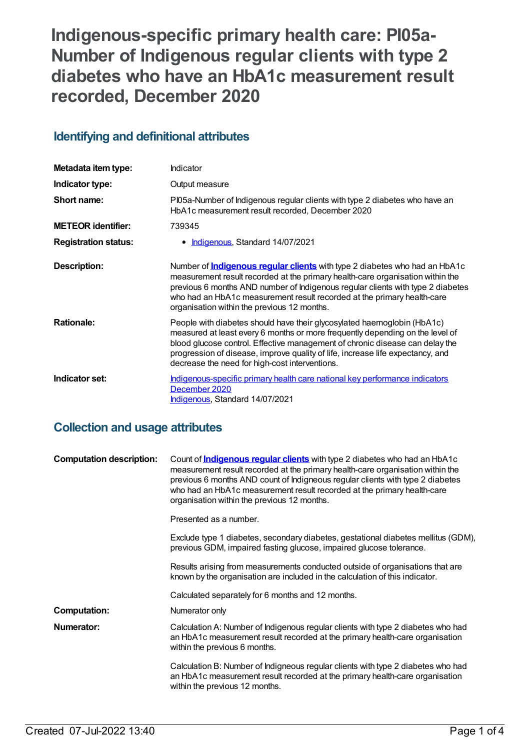# Indigenous-specific primary health care: PI05a-Number of Indigenous regular clients with type 2 diabetes who have an HbA1c measurement result recorded, December 2020

## Identifying and definitional attributes

| | |
|---|---|
| **Metadata item type:** | Indicator |
| **Indicator type:** | Output measure |
| **Short name:** | PI05a-Number of Indigenous regular clients with type 2 diabetes who have an HbA1c measurement result recorded, December 2020 |
| **METEOR identifier:** | 739345 |
| **Registration status:** | • Indigenous, Standard 14/07/2021 |
| **Description:** | Number of **Indigenous regular clients** with type 2 diabetes who had an HbA1c measurement result recorded at the primary health-care organisation within the previous 6 months AND number of Indigenous regular clients with type 2 diabetes who had an HbA1c measurement result recorded at the primary health-care organisation within the previous 12 months. |
| **Rationale:** | People with diabetes should have their glycosylated haemoglobin (HbA1c) measured at least every 6 months or more frequently depending on the level of blood glucose control. Effective management of chronic disease can delay the progression of disease, improve quality of life, increase life expectancy, and decrease the need for high-cost interventions. |
| **Indicator set:** | Indigenous-specific primary health care national key performance indicators December 2020<br>Indigenous, Standard 14/07/2021 |

## Collection and usage attributes

| | |
|---|---|
| **Computation description:** | Count of **Indigenous regular clients** with type 2 diabetes who had an HbA1c measurement result recorded at the primary health-care organisation within the previous 6 months AND count of Indigneous regular clients with type 2 diabetes who had an HbA1c measurement result recorded at the primary health-care organisation within the previous 12 months.<br><br>Presented as a number.<br><br>Exclude type 1 diabetes, secondary diabetes, gestational diabetes mellitus (GDM), previous GDM, impaired fasting glucose, impaired glucose tolerance.<br><br>Results arising from measurements conducted outside of organisations that are known by the organisation are included in the calculation of this indicator.<br><br>Calculated separately for 6 months and 12 months. |
| **Computation:** | Numerator only |
| **Numerator:** | Calculation A: Number of Indigenous regular clients with type 2 diabetes who had an HbA1c measurement result recorded at the primary health-care organisation within the previous 6 months.<br><br>Calculation B: Number of Indigneous regular clients with type 2 diabetes who had an HbA1c measurement result recorded at the primary health-care organisation within the previous 12 months. |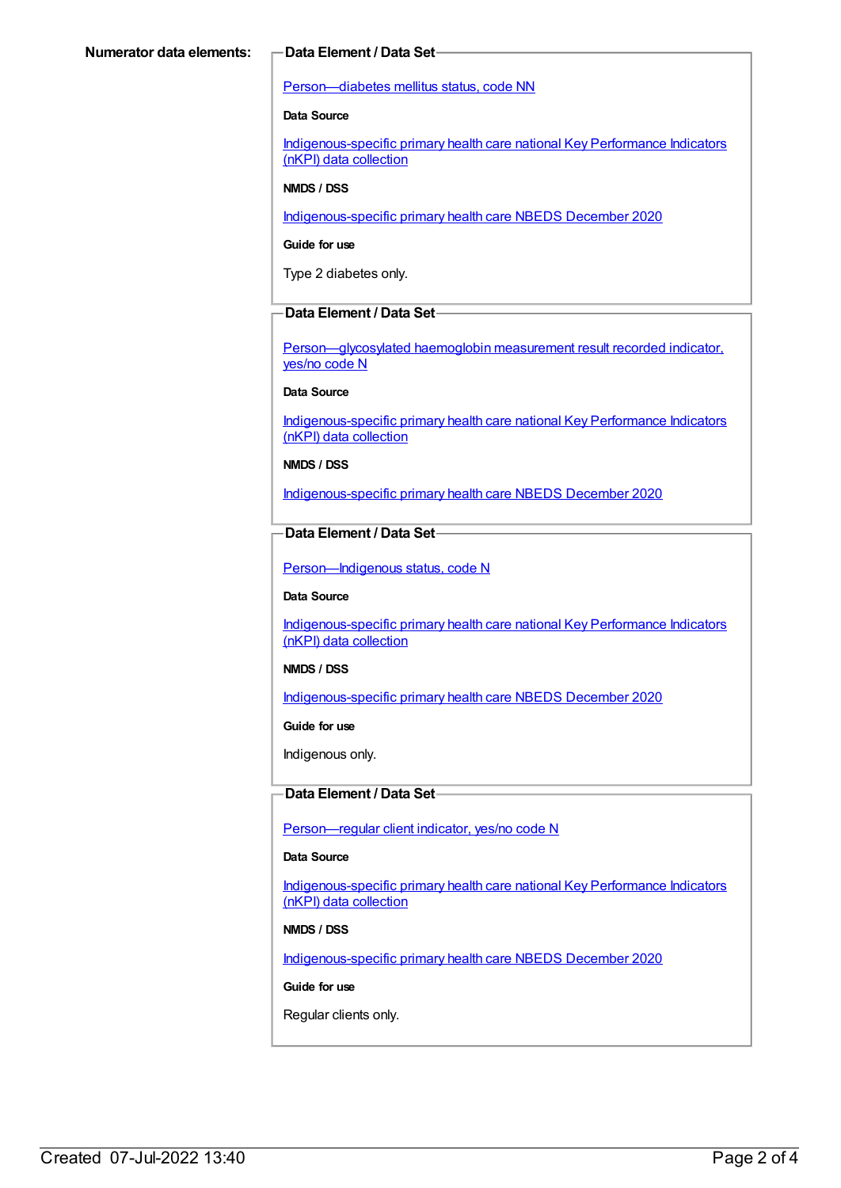**Numerator data elements:**

**Data Element / Data Set**

Person—diabetes mellitus status, code NN

**Data Source**

Indigenous-specific primary health care national Key Performance Indicators (nKPI) data collection

**NMDS / DSS**

Indigenous-specific primary health care NBEDS December 2020

**Guide for use**

Type 2 diabetes only.

**Data Element / Data Set**

Person—glycosylated haemoglobin measurement result recorded indicator, yes/no code N

**Data Source**

Indigenous-specific primary health care national Key Performance Indicators (nKPI) data collection

**NMDS / DSS**

Indigenous-specific primary health care NBEDS December 2020

**Data Element / Data Set**

Person—Indigenous status, code N

**Data Source**

Indigenous-specific primary health care national Key Performance Indicators (nKPI) data collection

**NMDS / DSS**

Indigenous-specific primary health care NBEDS December 2020

**Guide for use**

Indigenous only.

**Data Element / Data Set**

Person—regular client indicator, yes/no code N

**Data Source**

Indigenous-specific primary health care national Key Performance Indicators (nKPI) data collection

**NMDS / DSS**

Indigenous-specific primary health care NBEDS December 2020

**Guide for use**

Regular clients only.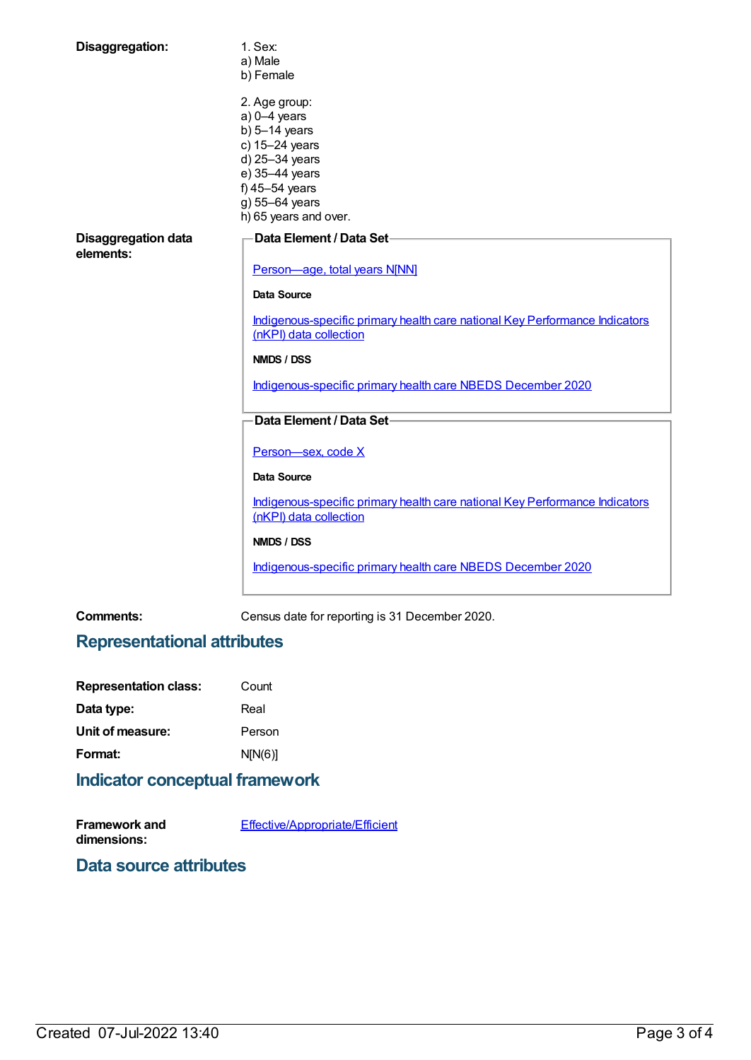**Disaggregation:**

1. Sex:
a) Male
b) Female

2. Age group:
a) 0–4 years
b) 5–14 years
c) 15–24 years
d) 25–34 years
e) 35–44 years
f) 45–54 years
g) 55–64 years
h) 65 years and over.

**Disaggregation data elements:**

**Data Element / Data Set**

Person—age, total years N[NN]

**Data Source**

Indigenous-specific primary health care national Key Performance Indicators (nKPI) data collection

**NMDS / DSS**

Indigenous-specific primary health care NBEDS December 2020

**Data Element / Data Set**

Person—sex, code X

**Data Source**

Indigenous-specific primary health care national Key Performance Indicators (nKPI) data collection

**NMDS / DSS**

Indigenous-specific primary health care NBEDS December 2020

**Comments:** Census date for reporting is 31 December 2020.

## Representational attributes

**Representation class:** Count

**Data type:** Real

**Unit of measure:** Person

**Format:** N[N(6)]

## Indicator conceptual framework

**Framework and dimensions:** Effective/Appropriate/Efficient

## Data source attributes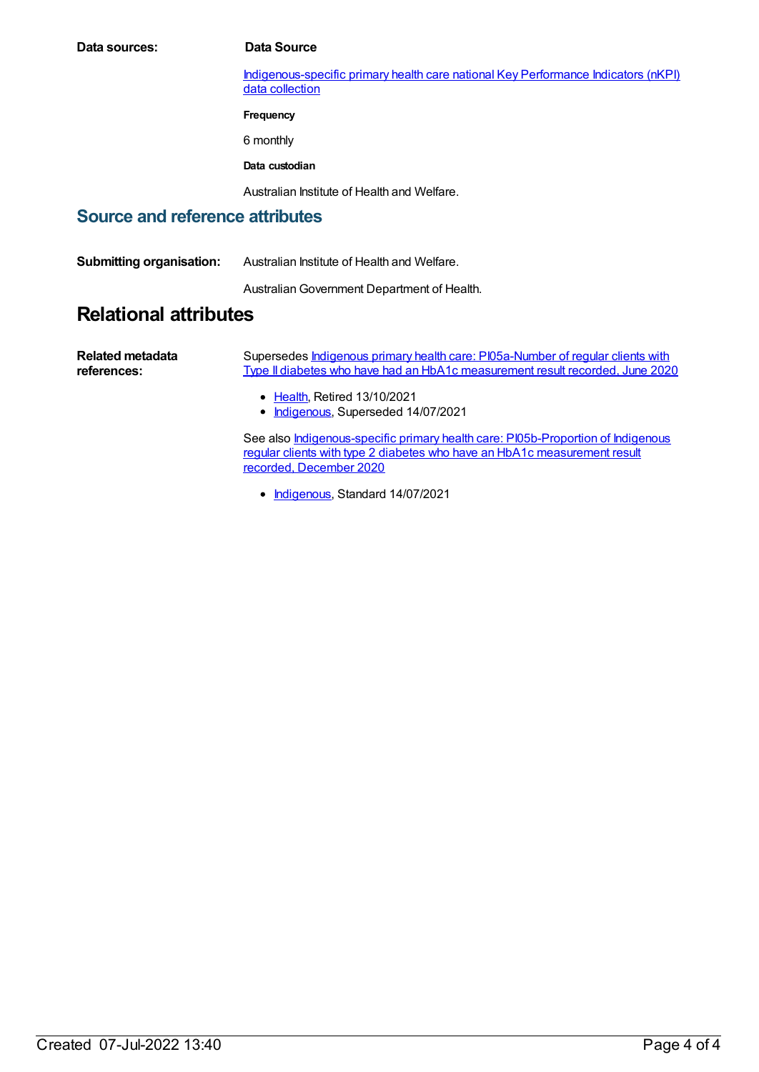**Data sources:**

**Data Source**

Indigenous-specific primary health care national Key Performance Indicators (nKPI) data collection

**Frequency**

6 monthly

**Data custodian**

Australian Institute of Health and Welfare.

## Source and reference attributes

**Submitting organisation:** Australian Institute of Health and Welfare.

Australian Government Department of Health.

# Relational attributes

**Related metadata references:**

Supersedes Indigenous primary health care: PI05a-Number of regular clients with Type II diabetes who have had an HbA1c measurement result recorded, June 2020

- Health, Retired 13/10/2021
- Indigenous, Superseded 14/07/2021

See also Indigenous-specific primary health care: PI05b-Proportion of Indigenous regular clients with type 2 diabetes who have an HbA1c measurement result recorded, December 2020

- Indigenous, Standard 14/07/2021